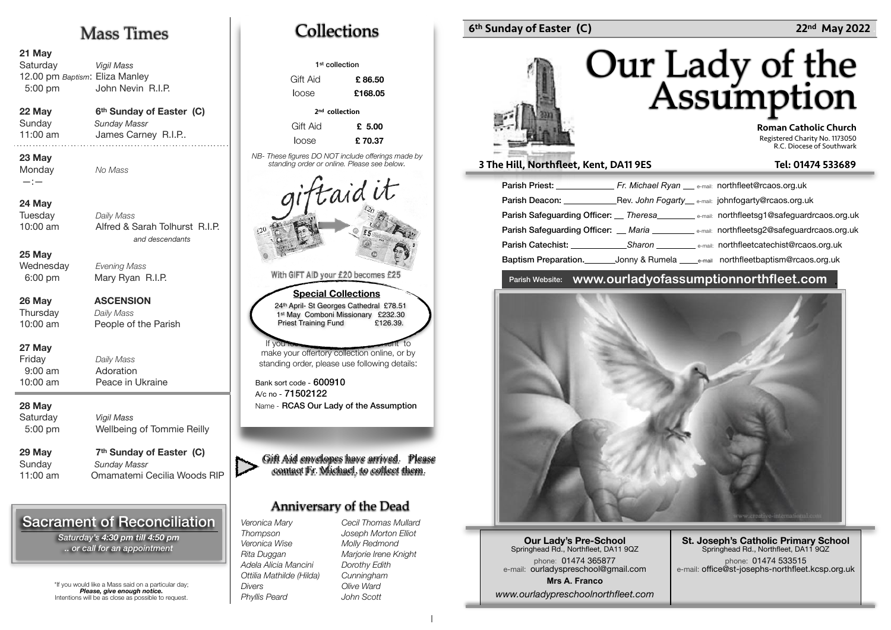# Mass Times

**21 May**
Saturday — *Vigil Mass*
12.00 pm *Baptism*: Eliza Manley
5:00 pm — John Nevin R.I.P.

**22 May** — **6th Sunday of Easter (C)**
Sunday — *Sunday Massr*
11:00 am — James Carney R.I.P..

**23 May**
Monday — *No Mass*
—:—

**24 May**
Tuesday — *Daily Mass*
10:00 am — Alfred & Sarah Tolhurst R.I.P. *and descendants*

**25 May**
Wednesday — *Evening Mass*
6:00 pm — Mary Ryan R.I.P.

**26 May** — **ASCENSION**
Thursday — *Daily Mass*
10:00 am — People of the Parish

**27 May**
Friday — *Daily Mass*
9:00 am — Adoration
10:00 am — Peace in Ukraine

**28 May**
Saturday — *Vigil Mass*
5:00 pm — Wellbeing of Tommie Reilly

**29 May** — **7th Sunday of Easter (C)**
Sunday — *Sunday Massr*
11:00 am — Omamatemi Cecilia Woods RIP

## Sacrament of Reconciliation

*Saturday's 4:30 pm till 4:50 pm*
*.. or call for an appointment*

*If you would like a Mass said on a particular day; ***Please, give enough notice.***
Intentions will be as close as possible to request.

# Collections

**1st collection**

| | |
|---|---|
| Gift Aid | **£ 86.50** |
| loose | **£168.05** |

**2nd collection**

| | |
|---|---|
| Gift Aid | **£ 5.00** |
| loose | **£ 70.37** |

*NB- These figures DO NOT include offerings made by standing order or online. Please see below.*

giftaid it

With GIFT AID your £20 becomes £25

**Special Collections**
24th April- St Georges Cathedral £78.51
1st May Comboni Missionary £232.30
Priest Training Fund £126.39.

If you ... to make your offertory collection online, or by standing order, please use following details:

Bank sort code - **600910**
A/c no - **71502122**
Name - **RCAS Our Lady of the Assumption**

Gift Aid envelopes have arrived. Please contact Fr. Michael, to collect them.

## Anniversary of the Dead

*Veronica Mary Thompson*
*Veronica Wise*
*Rita Duggan*
*Adela Alicia Mancini*
*Ottilia Mathilde (Hilda) Divers*
*Phyllis Peard*
*Cecil Thomas Mullard*
*Joseph Morton Elliot*
*Molly Redmond*
*Marjorie Irene Knight*
*Dorothy Edith Cunningham*
*Olive Ward*
*John Scott*

**6th Sunday of Easter (C)** — **22nd May 2022**

# Our Lady of the Assumption

**Roman Catholic Church**
Registered Charity No. 1173050
R.C. Diocese of Southwark

**3 The Hill, Northfleet, Kent, DA11 9ES** — **Tel: 01474 533689**

**Parish Priest:** *Fr. Michael Ryan* — e-mail: northfleet@rcaos.org.uk
**Parish Deacon:** Rev. *John Fogarty* — e-mail: johnfogarty@rcaos.org.uk
**Parish Safeguarding Officer:** *Theresa* — e-mail: northfleetsg1@safeguardrcaos.org.uk
**Parish Safeguarding Officer:** *Maria* — e-mail: northfleetsg2@safeguardrcaos.org.uk
**Parish Catechist:** *Sharon* — e-mail: northfleetcatechist@rcaos.org.uk
**Baptism Preparation.** Jonny & Rumela — e-mail: northfleetbaptism@rcaos.org.uk

Parish Website: **www.ourladyofassumptionnorthfleet.com**

**Our Lady's Pre-School**
Springhead Rd., Northfleet, DA11 9QZ
phone: 01474 365877
e-mail: ourladyspreschool@gmail.com
**Mrs A. Franco**
*www.ourladypreschoolnorthfleet.com*

**St. Joseph's Catholic Primary School**
Springhead Rd., Northfleet, DA11 9QZ
phone: 01474 533515
e-mail: office@st-josephs-northfleet.kcsp.org.uk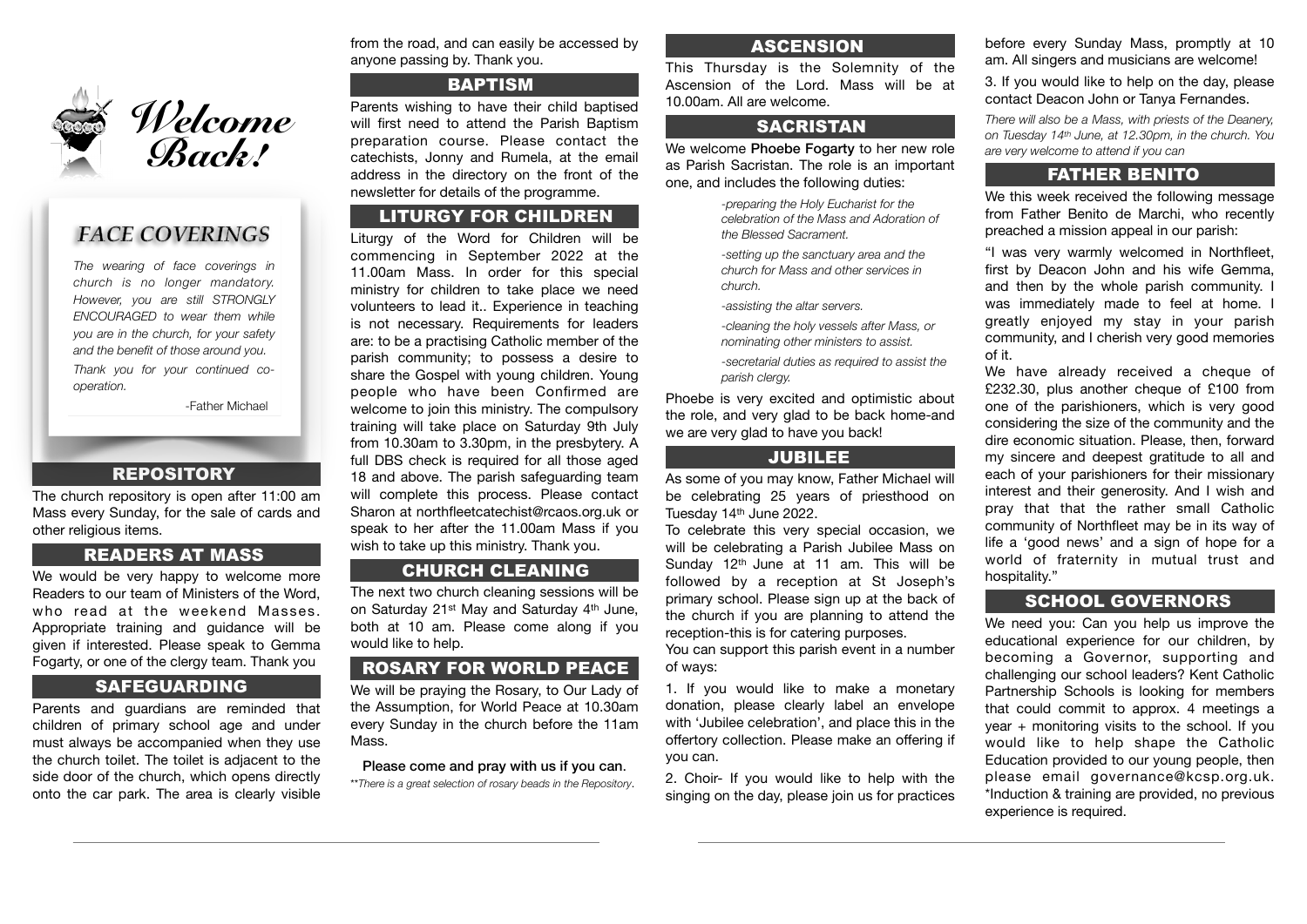# Welcome Back!

## FACE COVERINGS

*The wearing of face coverings in church is no longer mandatory. However, you are still STRONGLY ENCOURAGED to wear them while you are in the church, for your safety and the benefit of those around you.*

*Thank you for your continued co-operation.*

-Father Michael

## REPOSITORY

The church repository is open after 11:00 am Mass every Sunday, for the sale of cards and other religious items.

## READERS AT MASS

We would be very happy to welcome more Readers to our team of Ministers of the Word, who read at the weekend Masses. Appropriate training and guidance will be given if interested. Please speak to Gemma Fogarty, or one of the clergy team. Thank you

## SAFEGUARDING

Parents and guardians are reminded that children of primary school age and under must always be accompanied when they use the church toilet. The toilet is adjacent to the side door of the church, which opens directly onto the car park. The area is clearly visible from the road, and can easily be accessed by anyone passing by. Thank you.

## BAPTISM

Parents wishing to have their child baptised will first need to attend the Parish Baptism preparation course. Please contact the catechists, Jonny and Rumela, at the email address in the directory on the front of the newsletter for details of the programme.

## LITURGY FOR CHILDREN

Liturgy of the Word for Children will be commencing in September 2022 at the 11.00am Mass. In order for this special ministry for children to take place we need volunteers to lead it.. Experience in teaching is not necessary. Requirements for leaders are: to be a practising Catholic member of the parish community; to possess a desire to share the Gospel with young children. Young people who have been Confirmed are welcome to join this ministry. The compulsory training will take place on Saturday 9th July from 10.30am to 3.30pm, in the presbytery. A full DBS check is required for all those aged 18 and above. The parish safeguarding team will complete this process. Please contact Sharon at northfleetcatechist@rcaos.org.uk or speak to her after the 11.00am Mass if you wish to take up this ministry. Thank you.

## CHURCH CLEANING

The next two church cleaning sessions will be on Saturday 21st May and Saturday 4th June, both at 10 am. Please come along if you would like to help.

## ROSARY FOR WORLD PEACE

We will be praying the Rosary, to Our Lady of the Assumption, for World Peace at 10.30am every Sunday in the church before the 11am Mass.

**Please come and pray with us if you can.**

*\*\*There is a great selection of rosary beads in the Repository.*

## ASCENSION

This Thursday is the Solemnity of the Ascension of the Lord. Mass will be at 10.00am. All are welcome.

## SACRISTAN

We welcome **Phoebe Fogarty** to her new role as Parish Sacristan. The role is an important one, and includes the following duties:

*-preparing the Holy Eucharist for the celebration of the Mass and Adoration of the Blessed Sacrament.*

*-setting up the sanctuary area and the church for Mass and other services in church.*

*-assisting the altar servers.*

*-cleaning the holy vessels after Mass, or nominating other ministers to assist.*

*-secretarial duties as required to assist the parish clergy.*

Phoebe is very excited and optimistic about the role, and very glad to be back home-and we are very glad to have you back!

## JUBILEE

As some of you may know, Father Michael will be celebrating 25 years of priesthood on Tuesday 14th June 2022.

To celebrate this very special occasion, we will be celebrating a Parish Jubilee Mass on Sunday 12th June at 11 am. This will be followed by a reception at St Joseph's primary school. Please sign up at the back of the church if you are planning to attend the reception-this is for catering purposes.

You can support this parish event in a number of ways:

1. If you would like to make a monetary donation, please clearly label an envelope with 'Jubilee celebration', and place this in the offertory collection. Please make an offering if you can.

2. Choir- If you would like to help with the singing on the day, please join us for practices before every Sunday Mass, promptly at 10 am. All singers and musicians are welcome!

3. If you would like to help on the day, please contact Deacon John or Tanya Fernandes.

*There will also be a Mass, with priests of the Deanery, on Tuesday 14th June, at 12.30pm, in the church. You are very welcome to attend if you can*

## FATHER BENITO

We this week received the following message from Father Benito de Marchi, who recently preached a mission appeal in our parish:

"I was very warmly welcomed in Northfleet, first by Deacon John and his wife Gemma, and then by the whole parish community. I was immediately made to feel at home. I greatly enjoyed my stay in your parish community, and I cherish very good memories of it.

We have already received a cheque of £232.30, plus another cheque of £100 from one of the parishioners, which is very good considering the size of the community and the dire economic situation. Please, then, forward my sincere and deepest gratitude to all and each of your parishioners for their missionary interest and their generosity. And I wish and pray that that the rather small Catholic community of Northfleet may be in its way of life a 'good news' and a sign of hope for a world of fraternity in mutual trust and hospitality."

## SCHOOL GOVERNORS

We need you: Can you help us improve the educational experience for our children, by becoming a Governor, supporting and challenging our school leaders? Kent Catholic Partnership Schools is looking for members that could commit to approx. 4 meetings a year + monitoring visits to the school. If you would like to help shape the Catholic Education provided to our young people, then please email governance@kcsp.org.uk. *Induction & training are provided, no previous experience is required.